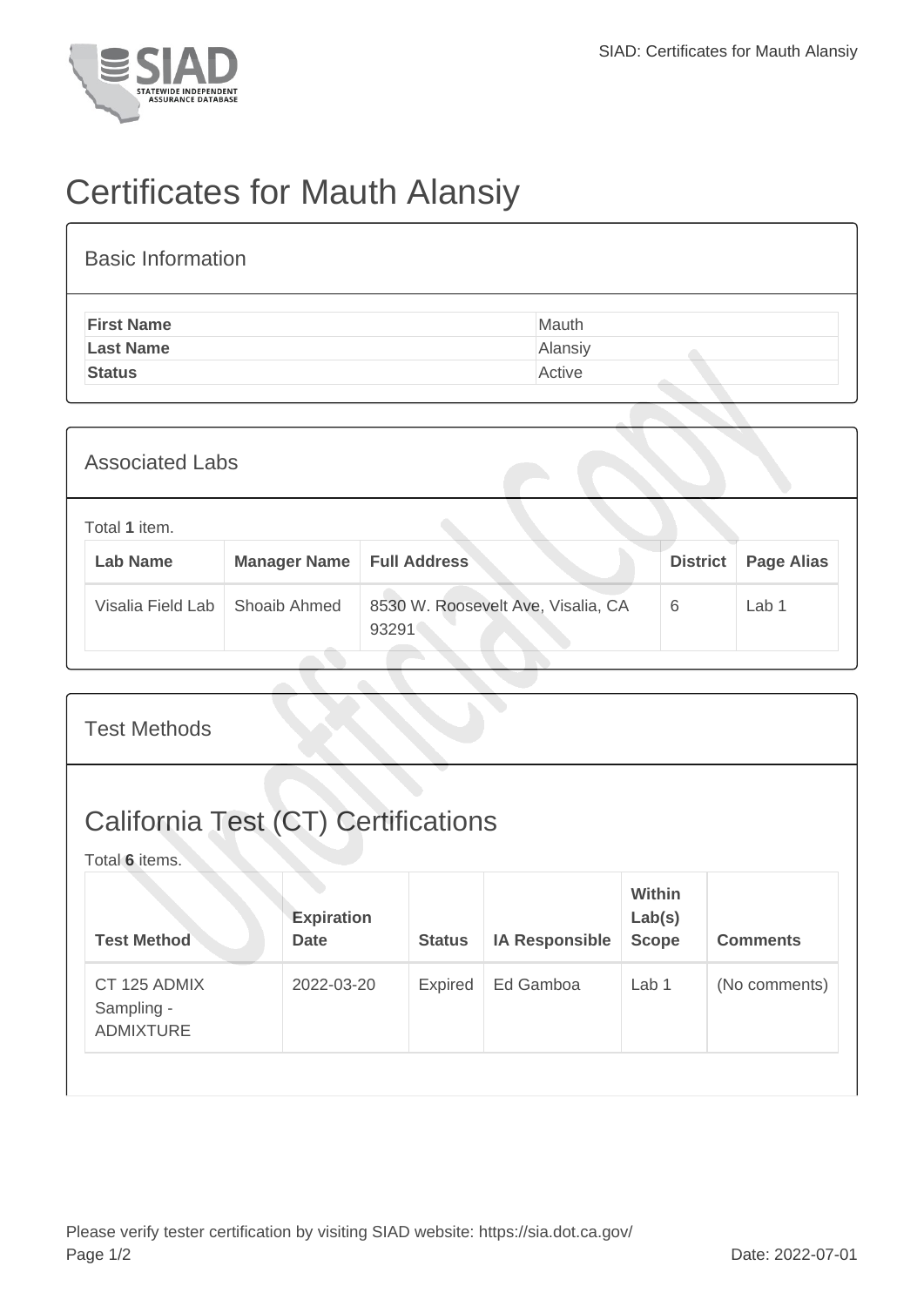# Certificates for Mauth Alansiy

## Basic Information

| | |
|---|---|
| **First Name** | Mauth |
| **Last Name** | Alansiy |
| **Status** | Active |

## Associated Labs

Total **1** item.

| Lab Name | Manager Name | Full Address | District | Page Alias |
|---|---|---|---|---|
| Visalia Field Lab | Shoaib Ahmed | 8530 W. Roosevelt Ave, Visalia, CA 93291 | 6 | Lab 1 |

## Test Methods

## California Test (CT) Certifications

Total **6** items.

| Test Method | Expiration Date | Status | IA Responsible | Within Lab(s) Scope | Comments |
|---|---|---|---|---|---|
| CT 125 ADMIX Sampling - ADMIXTURE | 2022-03-20 | Expired | Ed Gamboa | Lab 1 | (No comments) |

Please verify tester certification by visiting SIAD website: https://sia.dot.ca.gov/

Date: 2022-07-01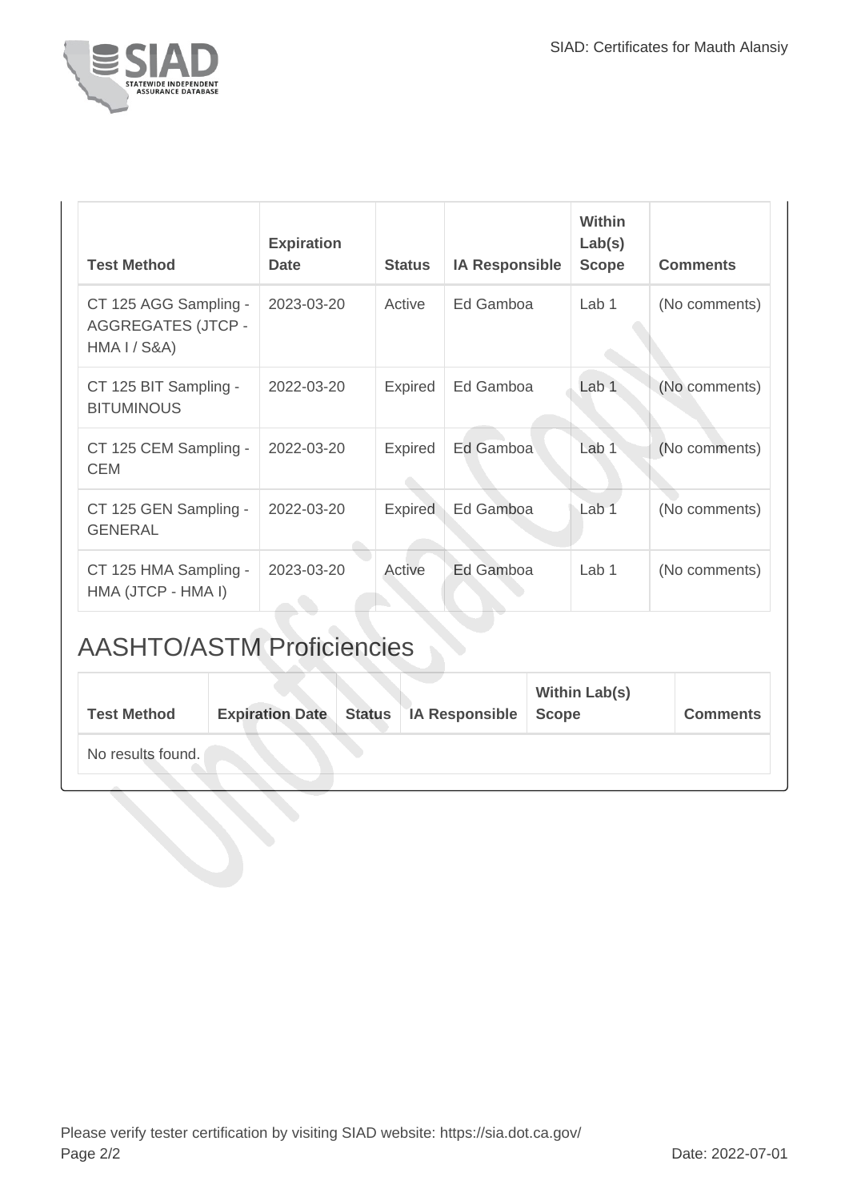| Test Method | Expiration Date | Status | IA Responsible | Within Lab(s) Scope | Comments |
|---|---|---|---|---|---|
| CT 125 AGG Sampling - AGGREGATES (JTCP - HMA I / S&A) | 2023-03-20 | Active | Ed Gamboa | Lab 1 | (No comments) |
| CT 125 BIT Sampling - BITUMINOUS | 2022-03-20 | Expired | Ed Gamboa | Lab 1 | (No comments) |
| CT 125 CEM Sampling - CEM | 2022-03-20 | Expired | Ed Gamboa | Lab 1 | (No comments) |
| CT 125 GEN Sampling - GENERAL | 2022-03-20 | Expired | Ed Gamboa | Lab 1 | (No comments) |
| CT 125 HMA Sampling - HMA (JTCP - HMA I) | 2023-03-20 | Active | Ed Gamboa | Lab 1 | (No comments) |

## AASHTO/ASTM Proficiencies

| Test Method | Expiration Date | Status | IA Responsible | Within Lab(s) Scope | Comments |
|---|---|---|---|---|---|
| No results found. | | | | | |

Please verify tester certification by visiting SIAD website: https://sia.dot.ca.gov/

Date: 2022-07-01